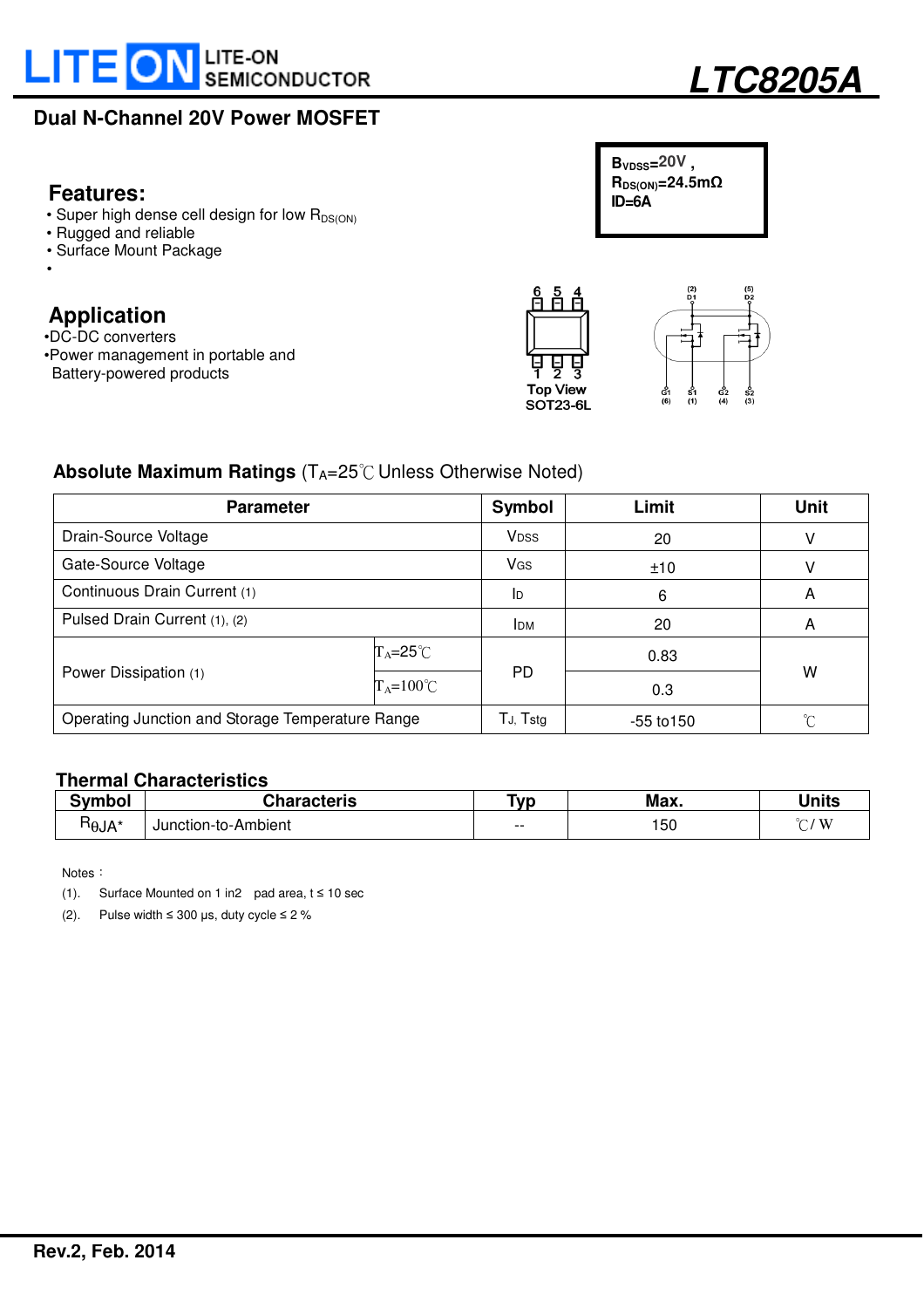# LITE-ON SEMICONDUCTOR

# LTC8205A

## Dual N-Channel 20V Power MOSFET

$B_{VDSS}$=20V ,
$R_{DS(ON)}$=24.5mΩ
ID=6A

## Features:

- Super high dense cell design for low $R_{DS(ON)}$
- Rugged and reliable
- Surface Mount Package
-

## Application

- DC-DC converters
- Power management in portable and Battery-powered products

6 5 4

1 2 3

Top View
SOT23-6L

(2) D1 (5) D2

G1 (6) S1 (1) G2 (4) S2 (3)

## Absolute Maximum Ratings ($T_A$=25℃ Unless Otherwise Noted)

| Parameter | | Symbol | Limit | Unit |
|---|---|---|---|---|
| Drain-Source Voltage | | $V_{DSS}$ | 20 | V |
| Gate-Source Voltage | | $V_{GS}$ | ±10 | V |
| Continuous Drain Current (1) | | $I_D$ | 6 | A |
| Pulsed Drain Current (1), (2) | | $I_{DM}$ | 20 | A |
| Power Dissipation (1) | $T_A$=25℃ | PD | 0.83 | W |
| | $T_A$=100℃ | | 0.3 | |
| Operating Junction and Storage Temperature Range | | $T_J$, $T_{stg}$ | -55 to150 | ℃ |

## Thermal Characteristics

| Symbol | Characteris | Typ | Max. | Units |
|---|---|---|---|---|
| $R_{\theta JA}$* | Junction-to-Ambient | -- | 150 | ℃/ W |

Notes：

(1). Surface Mounted on 1 in2 pad area, t ≤ 10 sec

(2). Pulse width ≤ 300 μs, duty cycle ≤ 2 %

Rev.2, Feb. 2014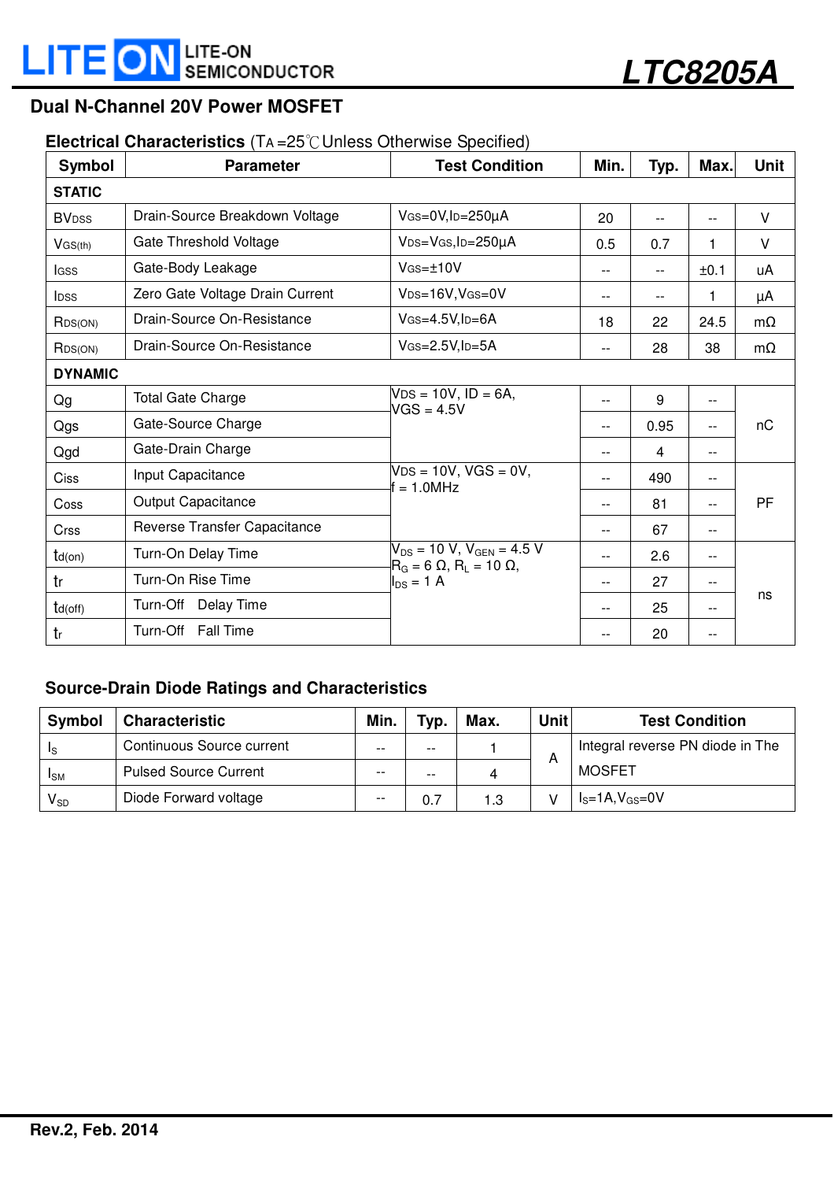## Dual N-Channel 20V Power MOSFET

**Electrical Characteristics** ($T_A$ =25℃ Unless Otherwise Specified)

| Symbol | Parameter | Test Condition | Min. | Typ. | Max. | Unit |
|---|---|---|---|---|---|---|
| **STATIC** | | | | | | |
| $BV_{DSS}$ | Drain-Source Breakdown Voltage | $V_{GS}$=0V,$I_D$=250μA | 20 | -- | -- | V |
| $V_{GS(th)}$ | Gate Threshold Voltage | $V_{DS}$=$V_{GS}$,$I_D$=250μA | 0.5 | 0.7 | 1 | V |
| $I_{GSS}$ | Gate-Body Leakage | $V_{GS}$=±10V | -- | -- | ±0.1 | uA |
| $I_{DSS}$ | Zero Gate Voltage Drain Current | $V_{DS}$=16V,$V_{GS}$=0V | -- | -- | 1 | μA |
| $R_{DS(ON)}$ | Drain-Source On-Resistance | $V_{GS}$=4.5V,$I_D$=6A | 18 | 22 | 24.5 | mΩ |
| $R_{DS(ON)}$ | Drain-Source On-Resistance | $V_{GS}$=2.5V,$I_D$=5A | -- | 28 | 38 | mΩ |
| **DYNAMIC** | | | | | | |
| Qg | Total Gate Charge | $V_{DS}$ = 10V, ID = 6A, VGS = 4.5V | -- | 9 | -- | nC |
| Qgs | Gate-Source Charge | | -- | 0.95 | -- | |
| Qgd | Gate-Drain Charge | | -- | 4 | -- | |
| Ciss | Input Capacitance | $V_{DS}$ = 10V, VGS = 0V, f = 1.0MHz | -- | 490 | -- | PF |
| Coss | Output Capacitance | | -- | 81 | -- | |
| Crss | Reverse Transfer Capacitance | | -- | 67 | -- | |
| $t_{d(on)}$ | Turn-On Delay Time | $V_{DS}$ = 10 V, $V_{GEN}$ = 4.5 V, $R_G$ = 6 Ω, $R_L$ = 10 Ω, $I_{DS}$ = 1 A | -- | 2.6 | -- | ns |
| tr | Turn-On Rise Time | | -- | 27 | -- | |
| $t_{d(off)}$ | Turn-Off Delay Time | | -- | 25 | -- | |
| $t_r$ | Turn-Off Fall Time | | -- | 20 | -- | |

### Source-Drain Diode Ratings and Characteristics

| Symbol | Characteristic | Min. | Typ. | Max. | Unit | Test Condition |
|---|---|---|---|---|---|---|
| $I_S$ | Continuous Source current | -- | -- | 1 | A | Integral reverse PN diode in The MOSFET |
| $I_{SM}$ | Pulsed Source Current | -- | -- | 4 | | |
| $V_{SD}$ | Diode Forward voltage | -- | 0.7 | 1.3 | V | $I_S$=1A,$V_{GS}$=0V |

**Rev.2, Feb. 2014**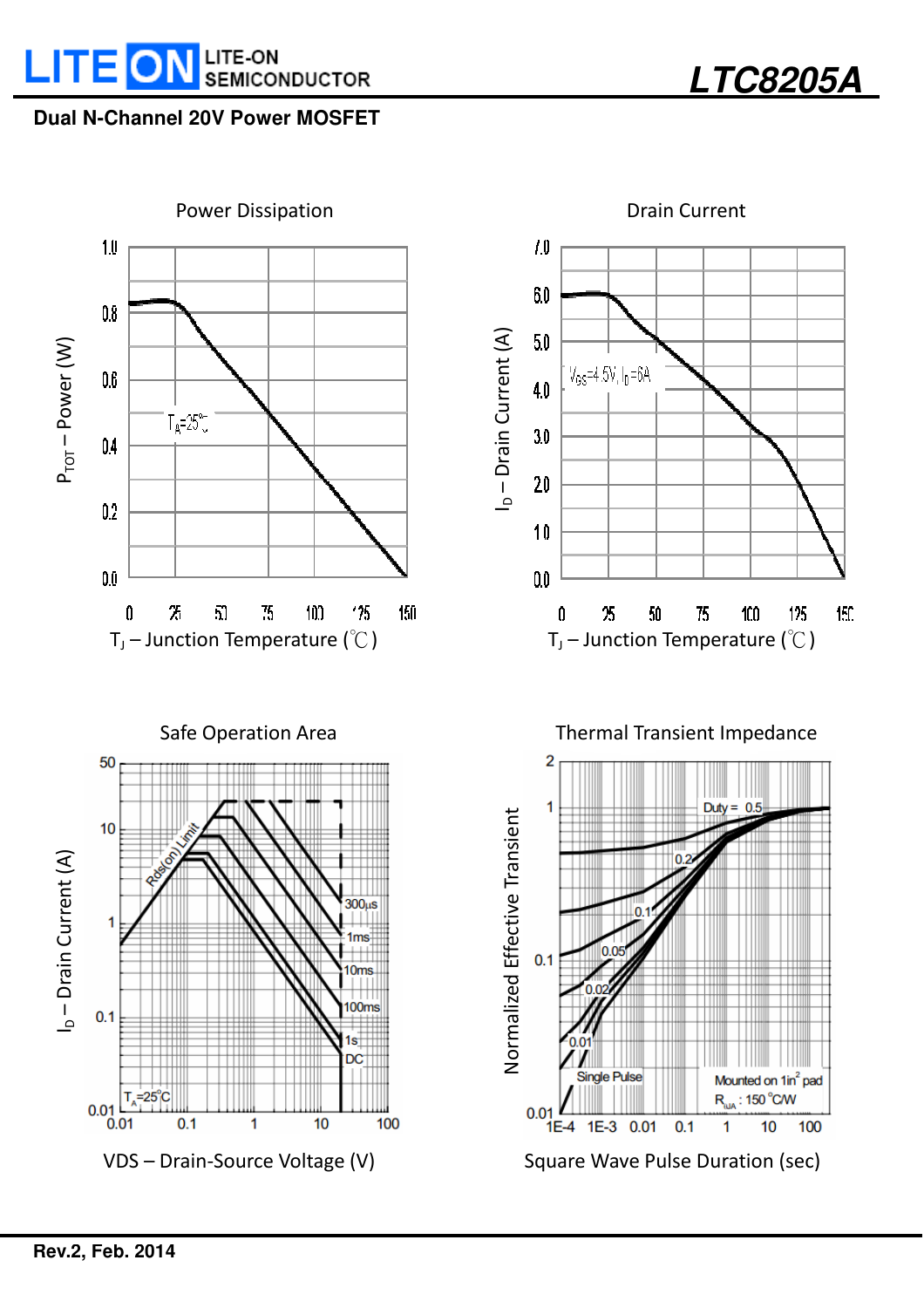**Dual N-Channel 20V Power MOSFET**

Power Dissipation

$T_A$=25℃

$P_{TOT}$ – Power (W)

$T_J$ – Junction Temperature (℃)

Drain Current

$V_{GS}$=4.5V, $I_D$=6A

$I_D$ – Drain Current (A)

$T_J$ – Junction Temperature (℃)

Safe Operation Area

Rds(on) Limit

300μs, 1ms, 10ms, 100ms, 1s, DC

$T_A$=25°C

$I_D$ – Drain Current (A)

VDS – Drain-Source Voltage (V)

Thermal Transient Impedance

Duty = 0.5, 0.2, 0.1, 0.05, 0.02, 0.01, Single Pulse

Mounted on 1in[2] pad

$R_{\theta JA}$ : 150°C/W

Normalized Effective Transient

Square Wave Pulse Duration (sec)

**Rev.2, Feb. 2014**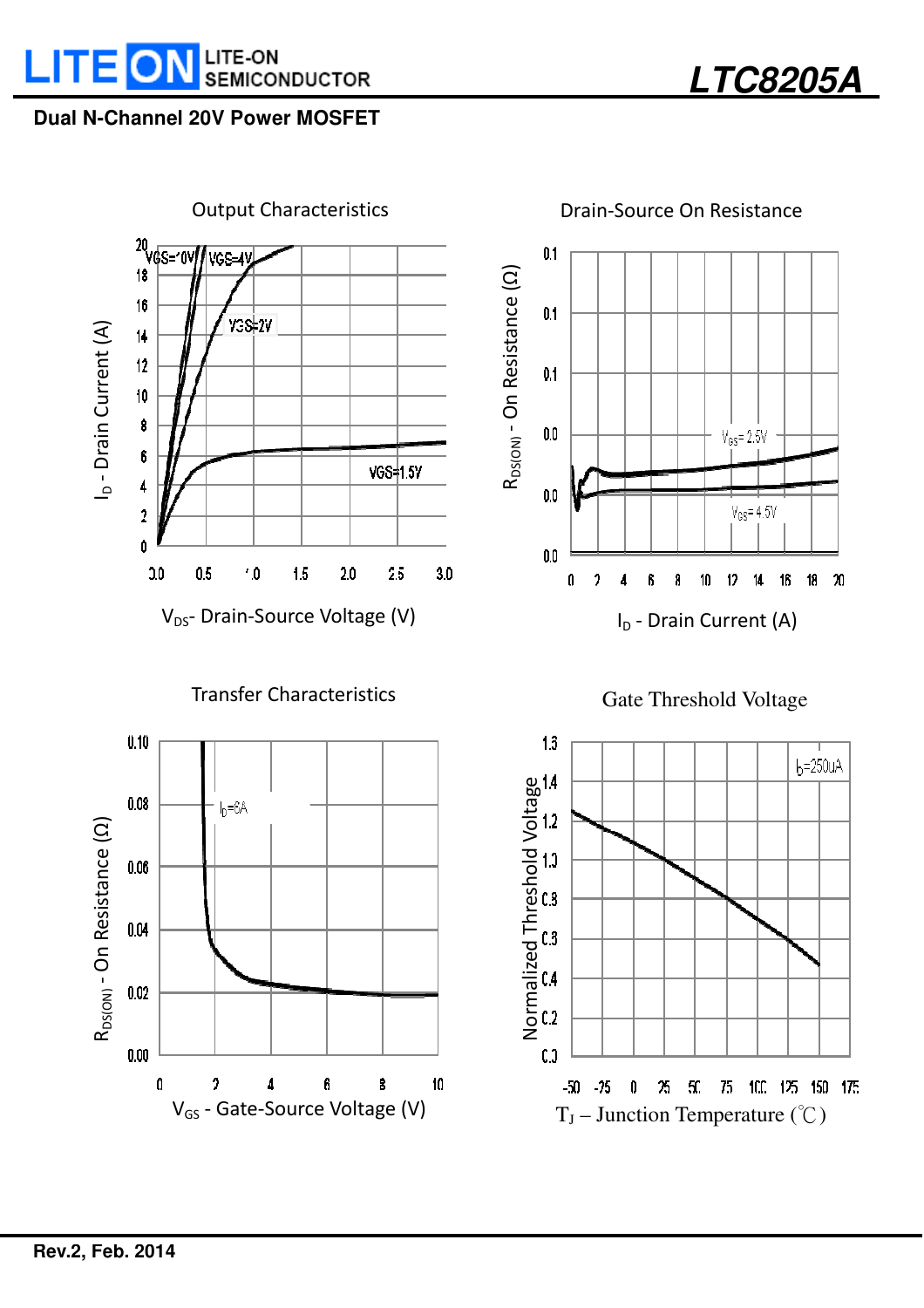**Dual N-Channel 20V Power MOSFET**

Output Characteristics

$V_{GS}$=10V, VGS=4V, VGS=2V, VGS=1.5V

$I_D$ - Drain Current (A)

$V_{DS}$- Drain-Source Voltage (V)

Drain-Source On Resistance

$V_{GS}$= 2.5V, $V_{GS}$= 4.5V

$R_{DS(ON)}$ - On Resistance (Ω)

$I_D$ - Drain Current (A)

Transfer Characteristics

$I_D$=6A

$R_{DS(ON)}$ - On Resistance (Ω)

$V_{GS}$ - Gate-Source Voltage (V)

Gate Threshold Voltage

$I_D$=250uA

Normalized Threshold Voltage

$T_J$ – Junction Temperature (℃)

Rev.2, Feb. 2014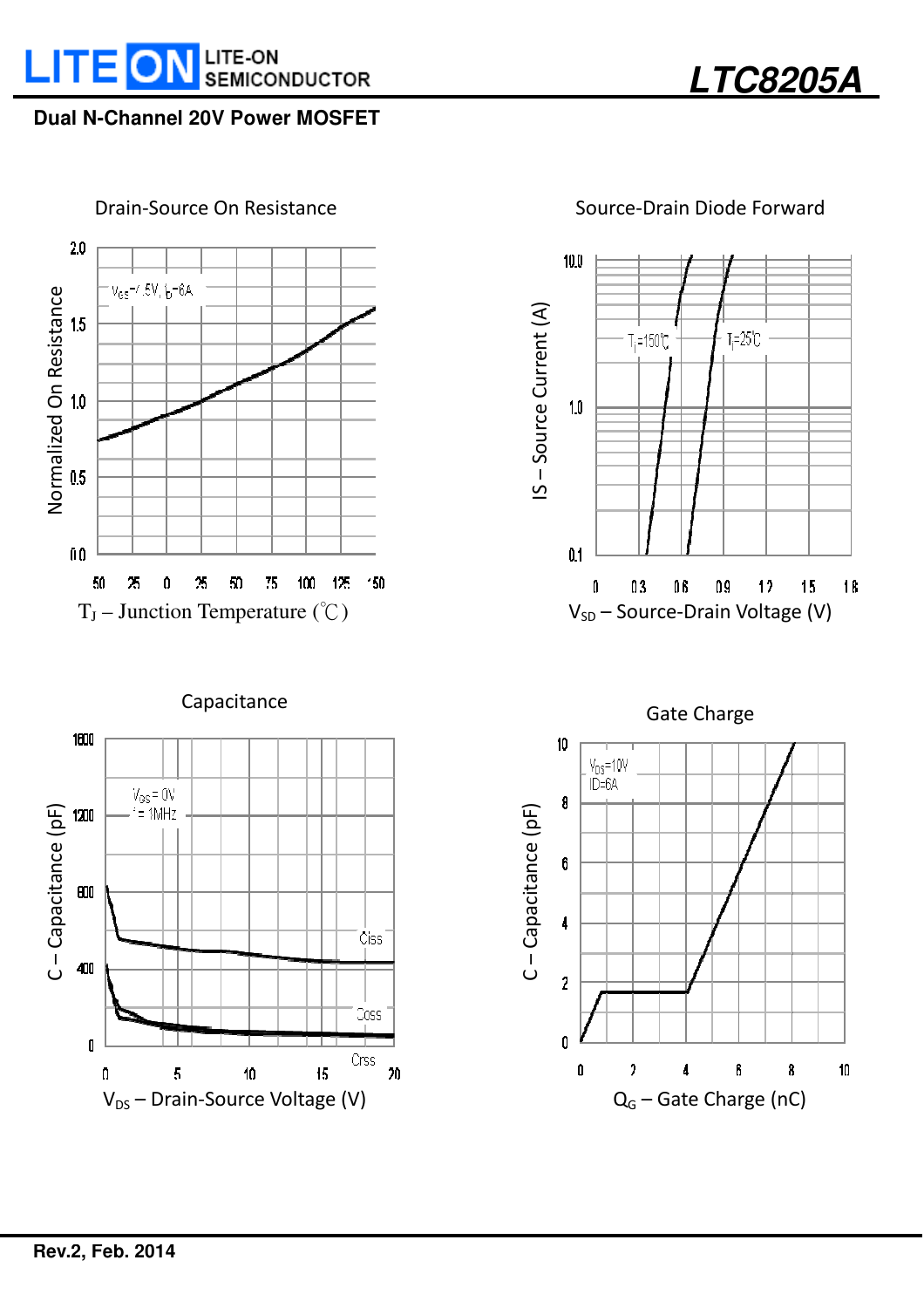**Dual N-Channel 20V Power MOSFET**

Drain-Source On Resistance

$V_{GS}$=4.5V, $I_D$=6A

Normalized On Resistance

2.0, 1.5, 1.0, 0.5, 0.0

-50, -25, 0, 25, 50, 75, 100, 125, 150

$T_J$ – Junction Temperature (℃)

Source-Drain Diode Forward

$T_J$=150℃, $T_J$=25℃

IS – Source Current (A)

10.0, 1.0, 0.1

0, 0.3, 0.6, 0.9, 1.2, 1.5, 1.8

$V_{SD}$ – Source-Drain Voltage (V)

Capacitance

$V_{GS}$ = 0V, f = 1MHz

Ciss, Coss, Crss

C – Capacitance (pF)

1600, 1200, 800, 400, 0

0, 5, 10, 15, 20

$V_{DS}$ – Drain-Source Voltage (V)

Gate Charge

$V_{DS}$=10V, ID=6A

C – Capacitance (pF)

10, 8, 6, 4, 2, 0

0, 2, 4, 6, 8, 10

$Q_G$ – Gate Charge (nC)

Rev.2, Feb. 2014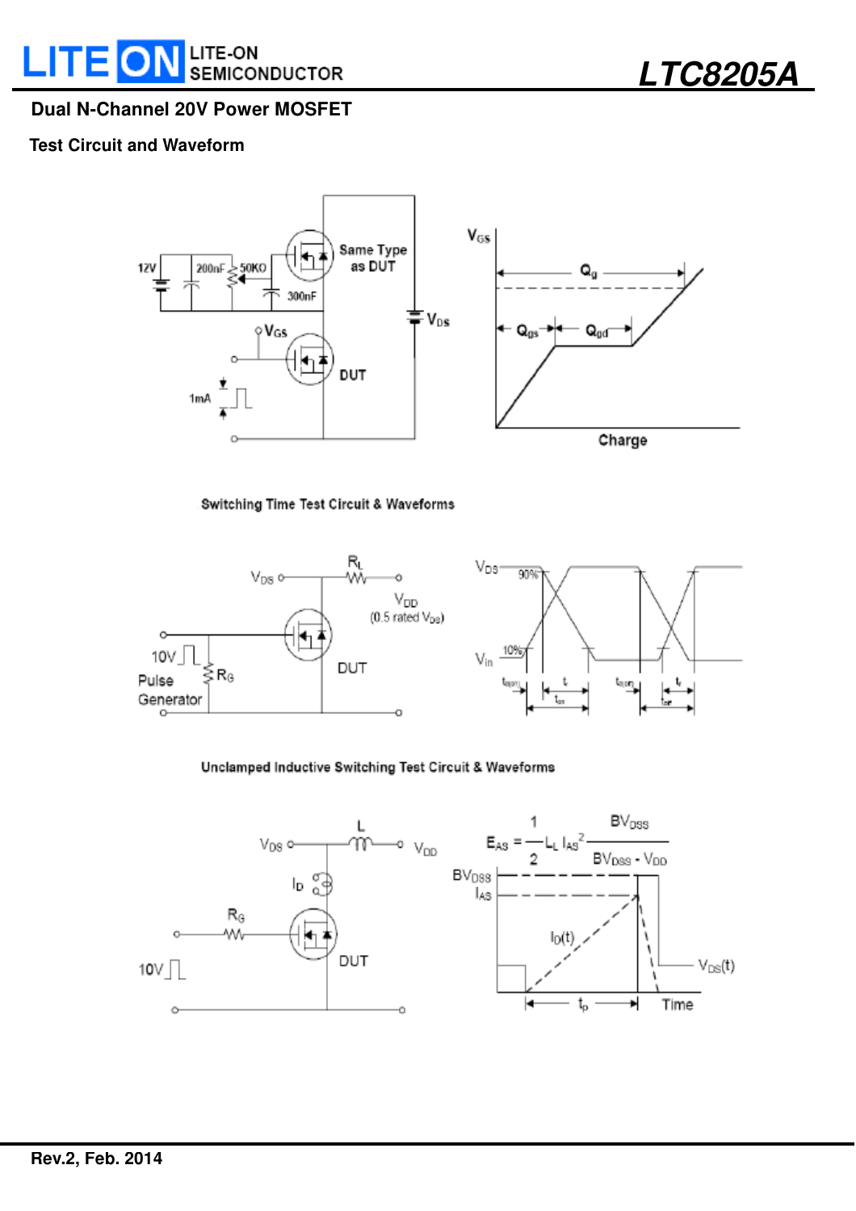**Dual N-Channel 20V Power MOSFET**

**Test Circuit and Waveform**

12V 200nF 50KΩ 300nF Same Type as DUT $V_{GS}$ $V_{DS}$ DUT 1mA

$V_{GS}$ $Q_g$ $Q_{gs}$ $Q_{gd}$ Charge

Switching Time Test Circuit & Waveforms

$V_{DS}$ $R_L$ $V_{DD}$ (0.5 rated $V_{DS}$) 10V Pulse Generator $R_G$ DUT

$V_{DS}$ 90% $V_{in}$ 10% $t_{d(on)}$ $t_r$ $t_{on}$ $t_{d(off)}$ $t_f$ $t_{off}$

Unclamped Inductive Switching Test Circuit & Waveforms

$V_{DS}$ L $V_{DD}$ $I_D$ $R_G$ 10V DUT

$$E_{AS} = \frac{1}{2} L_L I_{AS}^2 \frac{BV_{DSS}}{BV_{DSS} - V_{DD}}$$

$BV_{DSS}$ $I_{AS}$ $I_D(t)$ $V_{DS}(t)$ $t_p$ Time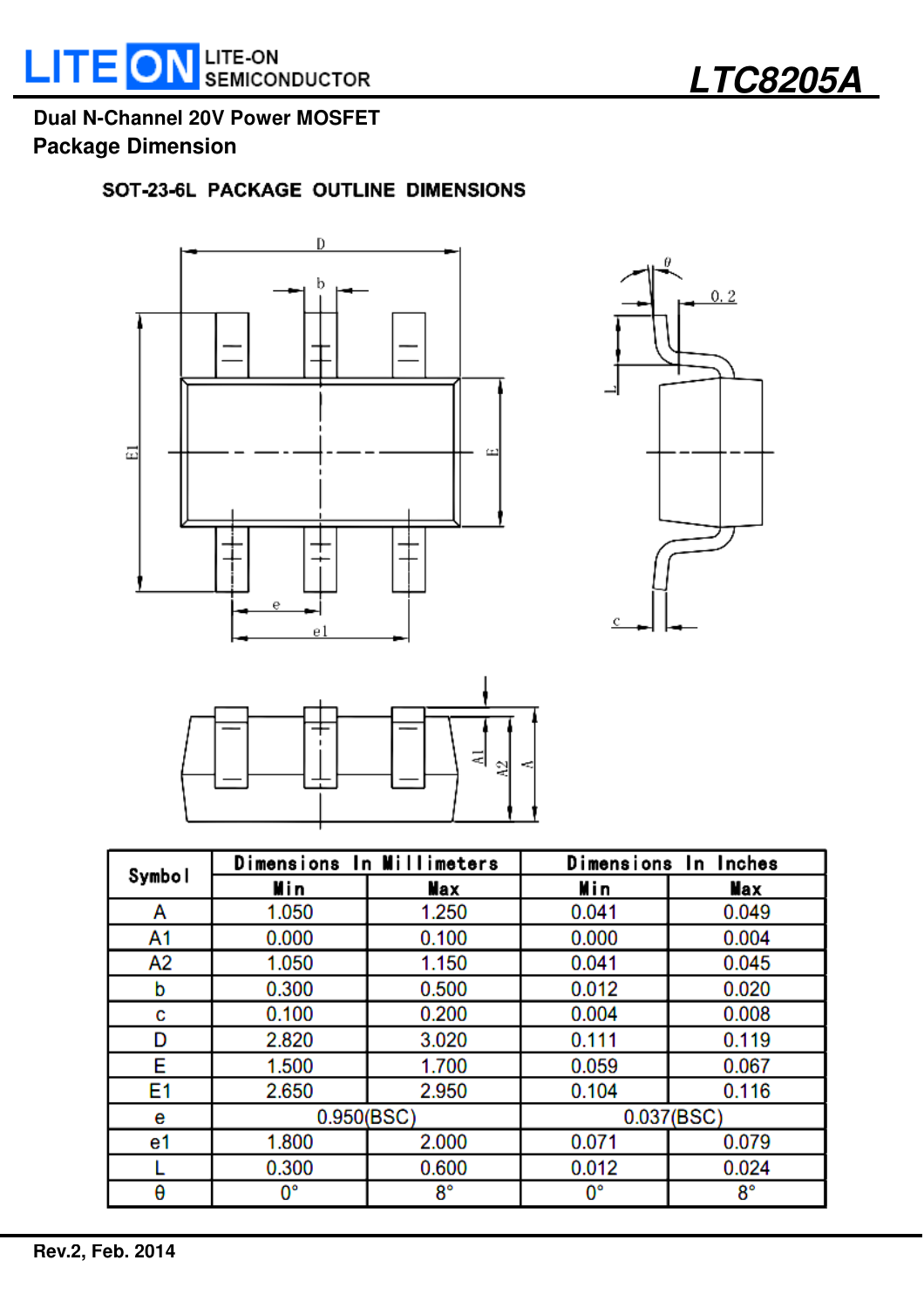Dual N-Channel 20V Power MOSFET

## Package Dimension

### SOT-23-6L PACKAGE OUTLINE DIMENSIONS

| Symbol | Dimensions In Millimeters | | Dimensions In Inches | |
|---|---|---|---|---|
| | Min | Max | Min | Max |
| A | 1.050 | 1.250 | 0.041 | 0.049 |
| A1 | 0.000 | 0.100 | 0.000 | 0.004 |
| A2 | 1.050 | 1.150 | 0.041 | 0.045 |
| b | 0.300 | 0.500 | 0.012 | 0.020 |
| c | 0.100 | 0.200 | 0.004 | 0.008 |
| D | 2.820 | 3.020 | 0.111 | 0.119 |
| E | 1.500 | 1.700 | 0.059 | 0.067 |
| E1 | 2.650 | 2.950 | 0.104 | 0.116 |
| e | 0.950(BSC) | | 0.037(BSC) | |
| e1 | 1.800 | 2.000 | 0.071 | 0.079 |
| L | 0.300 | 0.600 | 0.012 | 0.024 |
| θ | 0° | 8° | 0° | 8° |

Rev.2, Feb. 2014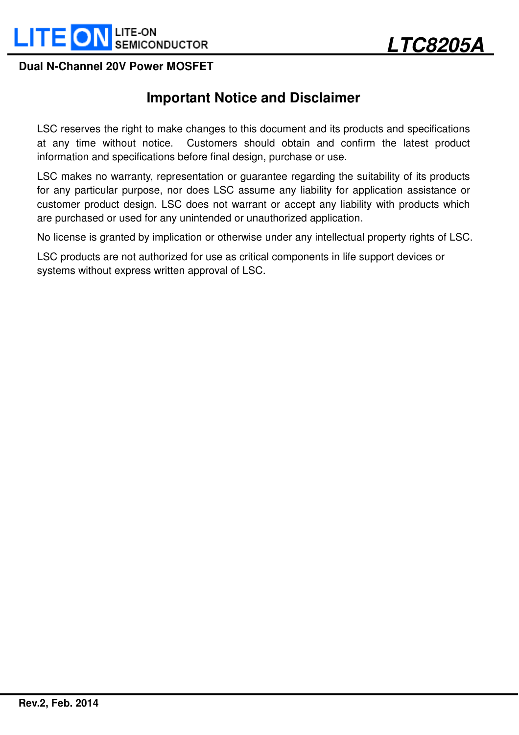# Important Notice and Disclaimer

LSC reserves the right to make changes to this document and its products and specifications at any time without notice. Customers should obtain and confirm the latest product information and specifications before final design, purchase or use.

LSC makes no warranty, representation or guarantee regarding the suitability of its products for any particular purpose, nor does LSC assume any liability for application assistance or customer product design. LSC does not warrant or accept any liability with products which are purchased or used for any unintended or unauthorized application.

No license is granted by implication or otherwise under any intellectual property rights of LSC.

LSC products are not authorized for use as critical components in life support devices or systems without express written approval of LSC.